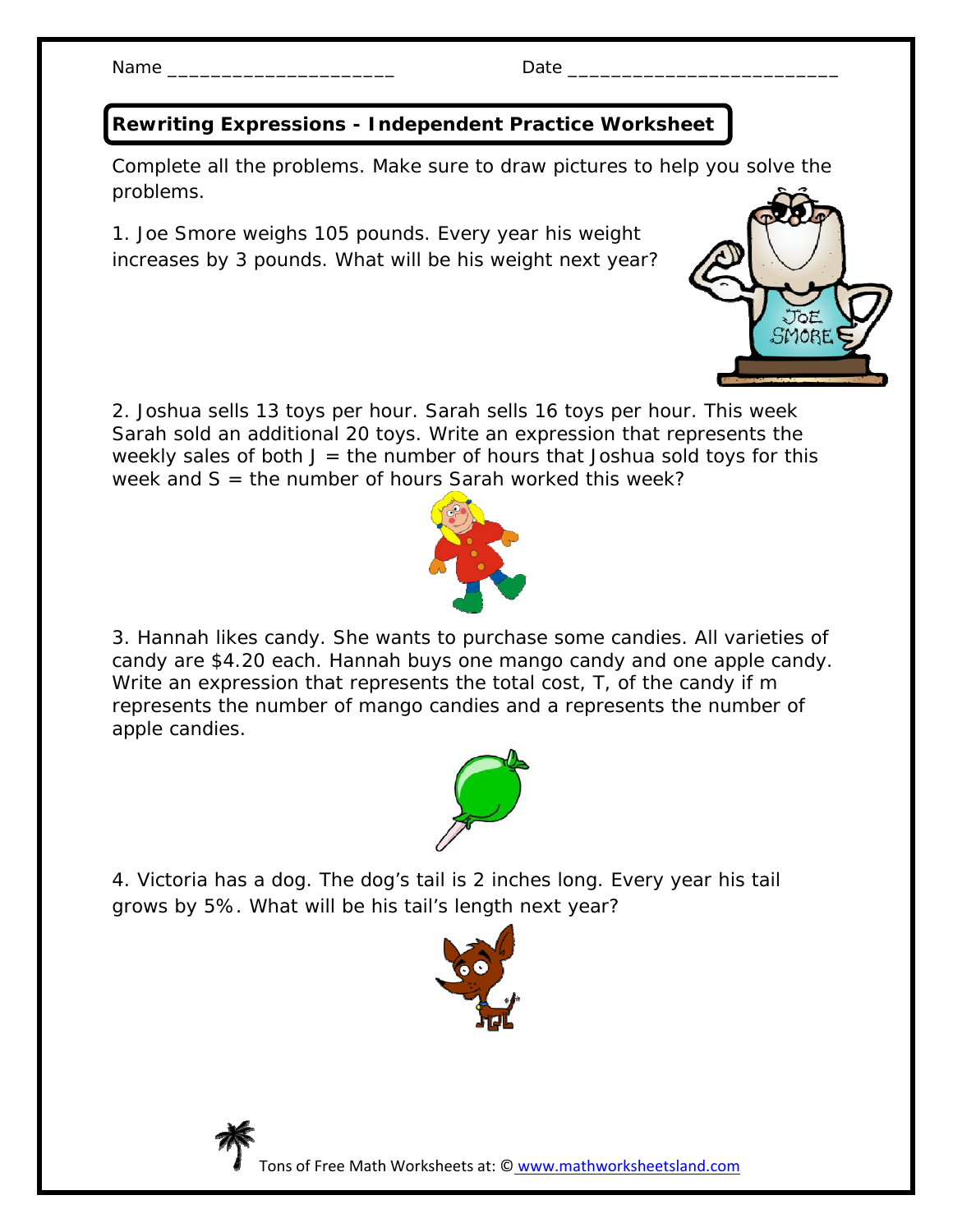Name ____________________ Date ________________________

## Rewriting Expressions - Independent Practice Worksheet

Complete all the problems. Make sure to draw pictures to help you solve the problems.

1. Joe Smore weighs 105 pounds. Every year his weight increases by 3 pounds. What will be his weight next year?

2. Joshua sells 13 toys per hour. Sarah sells 16 toys per hour. This week Sarah sold an additional 20 toys. Write an expression that represents the weekly sales of both J = the number of hours that Joshua sold toys for this week and S = the number of hours Sarah worked this week?

3. Hannah likes candy. She wants to purchase some candies. All varieties of candy are $4.20 each. Hannah buys one mango candy and one apple candy. Write an expression that represents the total cost, T, of the candy if m represents the number of mango candies and a represents the number of apple candies.

4. Victoria has a dog. The dog's tail is 2 inches long. Every year his tail grows by 5%. What will be his tail's length next year?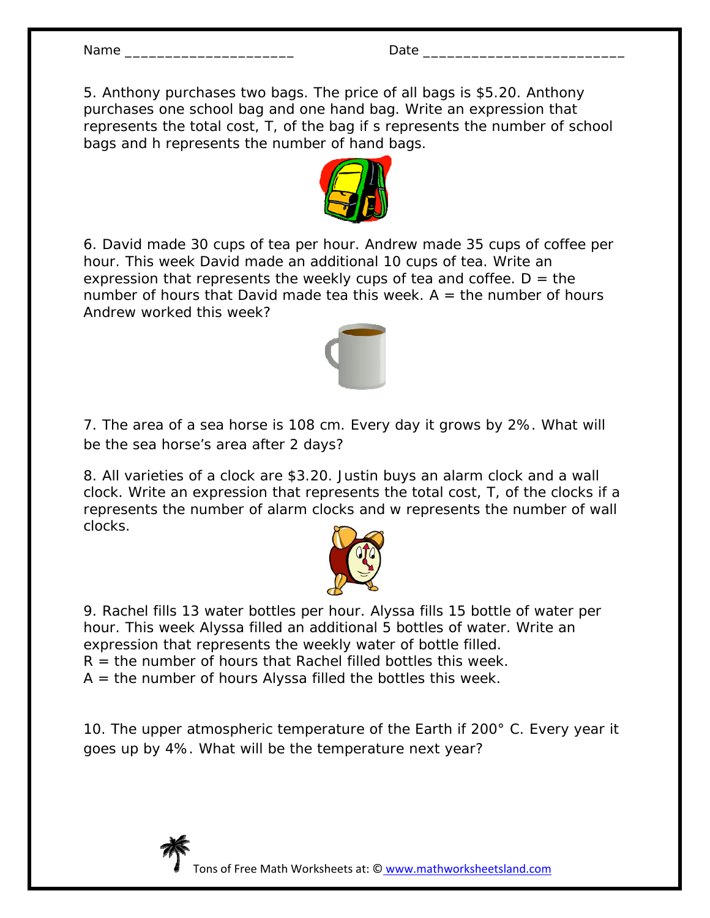Name ____________________ Date ________________________

5. Anthony purchases two bags. The price of all bags is $5.20. Anthony purchases one school bag and one hand bag. Write an expression that represents the total cost, T, of the bag if s represents the number of school bags and h represents the number of hand bags.

6. David made 30 cups of tea per hour. Andrew made 35 cups of coffee per hour. This week David made an additional 10 cups of tea. Write an expression that represents the weekly cups of tea and coffee. D = the number of hours that David made tea this week. A = the number of hours Andrew worked this week?

7. The area of a sea horse is 108 cm. Every day it grows by 2%. What will be the sea horse's area after 2 days?

8. All varieties of a clock are $3.20. Justin buys an alarm clock and a wall clock. Write an expression that represents the total cost, T, of the clocks if a represents the number of alarm clocks and w represents the number of wall clocks.

9. Rachel fills 13 water bottles per hour. Alyssa fills 15 bottle of water per hour. This week Alyssa filled an additional 5 bottles of water. Write an expression that represents the weekly water of bottle filled.
R = the number of hours that Rachel filled bottles this week.
A = the number of hours Alyssa filled the bottles this week.

10. The upper atmospheric temperature of the Earth if 200° C. Every year it goes up by 4%. What will be the temperature next year?

Tons of Free Math Worksheets at: © www.mathworksheetsland.com